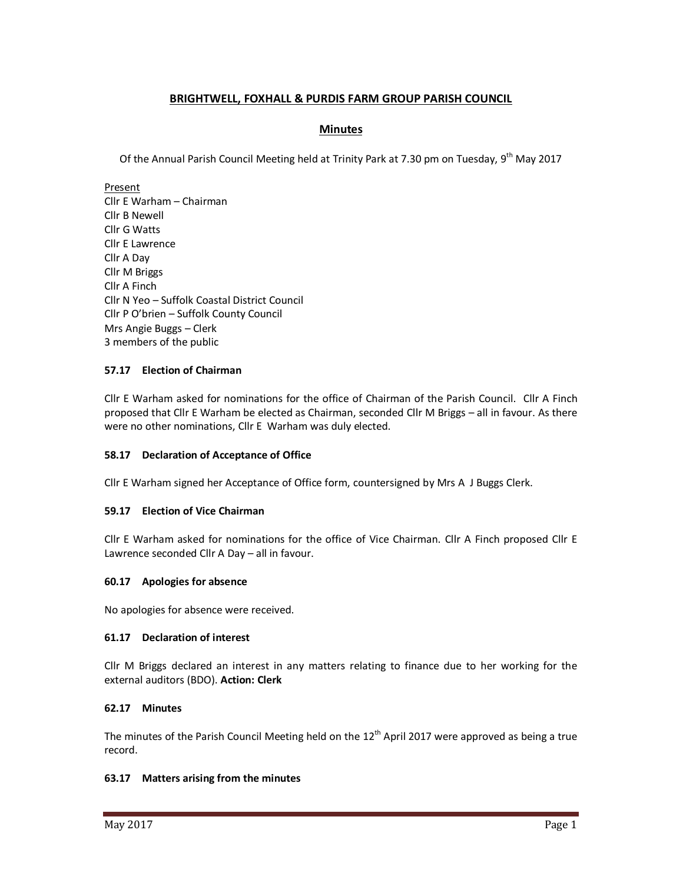# BRIGHTWELL, FOXHALL & PURDIS FARM GROUP PARISH COUNCIL

## Minutes

Of the Annual Parish Council Meeting held at Trinity Park at 7.30 pm on Tuesday, 9th May 2017

Present
Cllr E Warham – Chairman
Cllr B Newell
Cllr G Watts
Cllr E Lawrence
Cllr A Day
Cllr M Briggs
Cllr A Finch
Cllr N Yeo – Suffolk Coastal District Council
Cllr P O'brien – Suffolk County Council
Mrs Angie Buggs – Clerk
3 members of the public

### 57.17 Election of Chairman

Cllr E Warham asked for nominations for the office of Chairman of the Parish Council. Cllr A Finch proposed that Cllr E Warham be elected as Chairman, seconded Cllr M Briggs – all in favour. As there were no other nominations, Cllr E Warham was duly elected.

### 58.17 Declaration of Acceptance of Office

Cllr E Warham signed her Acceptance of Office form, countersigned by Mrs A J Buggs Clerk.

### 59.17 Election of Vice Chairman

Cllr E Warham asked for nominations for the office of Vice Chairman. Cllr A Finch proposed Cllr E Lawrence seconded Cllr A Day – all in favour.

### 60.17 Apologies for absence

No apologies for absence were received.

### 61.17 Declaration of interest

Cllr M Briggs declared an interest in any matters relating to finance due to her working for the external auditors (BDO). **Action: Clerk**

### 62.17 Minutes

The minutes of the Parish Council Meeting held on the 12th April 2017 were approved as being a true record.

### 63.17 Matters arising from the minutes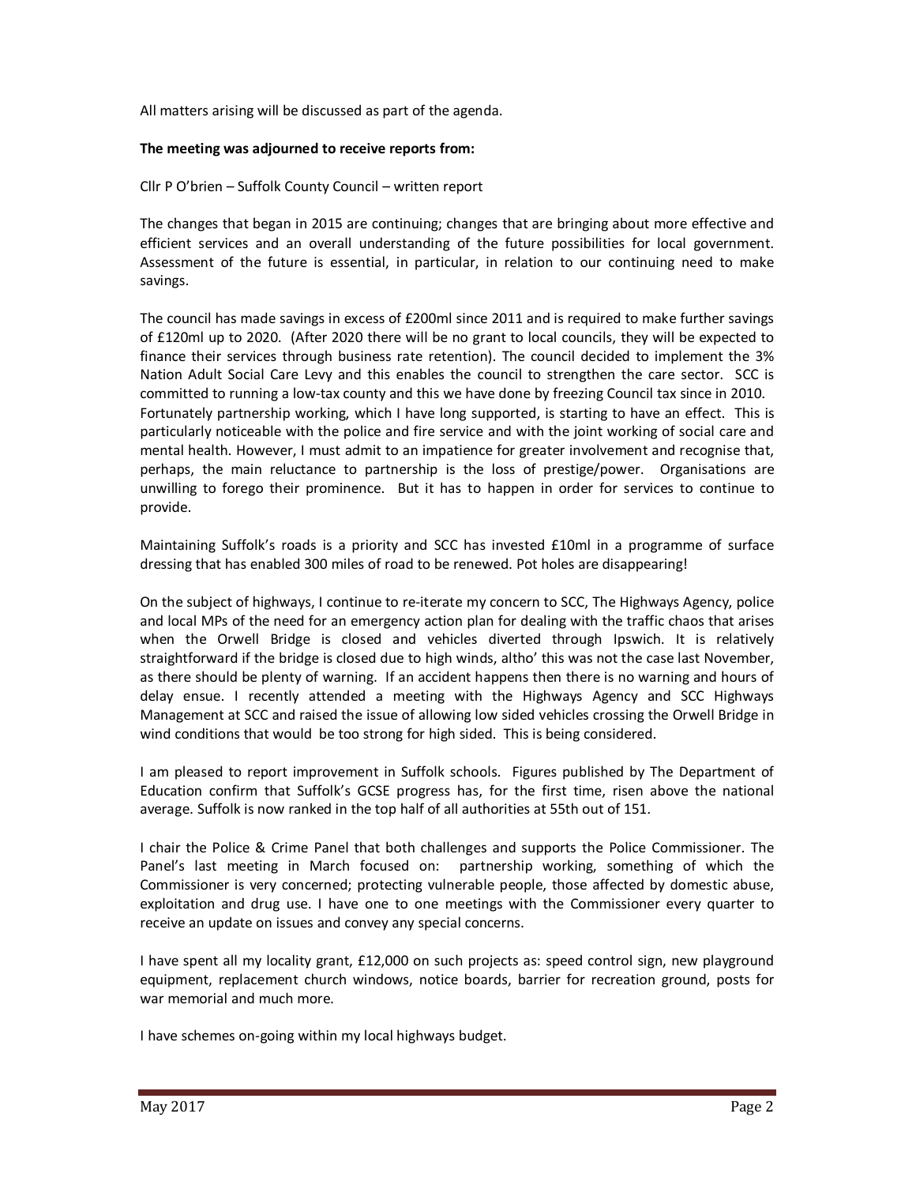All matters arising will be discussed as part of the agenda.

**The meeting was adjourned to receive reports from:**

Cllr P O'brien – Suffolk County Council – written report

The changes that began in 2015 are continuing; changes that are bringing about more effective and efficient services and an overall understanding of the future possibilities for local government. Assessment of the future is essential, in particular, in relation to our continuing need to make savings.

The council has made savings in excess of £200ml since 2011 and is required to make further savings of £120ml up to 2020. (After 2020 there will be no grant to local councils, they will be expected to finance their services through business rate retention). The council decided to implement the 3% Nation Adult Social Care Levy and this enables the council to strengthen the care sector. SCC is committed to running a low-tax county and this we have done by freezing Council tax since in 2010. Fortunately partnership working, which I have long supported, is starting to have an effect. This is particularly noticeable with the police and fire service and with the joint working of social care and mental health. However, I must admit to an impatience for greater involvement and recognise that, perhaps, the main reluctance to partnership is the loss of prestige/power. Organisations are unwilling to forego their prominence. But it has to happen in order for services to continue to provide.

Maintaining Suffolk's roads is a priority and SCC has invested £10ml in a programme of surface dressing that has enabled 300 miles of road to be renewed. Pot holes are disappearing!

On the subject of highways, I continue to re-iterate my concern to SCC, The Highways Agency, police and local MPs of the need for an emergency action plan for dealing with the traffic chaos that arises when the Orwell Bridge is closed and vehicles diverted through Ipswich. It is relatively straightforward if the bridge is closed due to high winds, altho' this was not the case last November, as there should be plenty of warning. If an accident happens then there is no warning and hours of delay ensue. I recently attended a meeting with the Highways Agency and SCC Highways Management at SCC and raised the issue of allowing low sided vehicles crossing the Orwell Bridge in wind conditions that would be too strong for high sided. This is being considered.

I am pleased to report improvement in Suffolk schools. Figures published by The Department of Education confirm that Suffolk's GCSE progress has, for the first time, risen above the national average. Suffolk is now ranked in the top half of all authorities at 55th out of 151.

I chair the Police & Crime Panel that both challenges and supports the Police Commissioner. The Panel's last meeting in March focused on: partnership working, something of which the Commissioner is very concerned; protecting vulnerable people, those affected by domestic abuse, exploitation and drug use. I have one to one meetings with the Commissioner every quarter to receive an update on issues and convey any special concerns.

I have spent all my locality grant, £12,000 on such projects as: speed control sign, new playground equipment, replacement church windows, notice boards, barrier for recreation ground, posts for war memorial and much more.

I have schemes on-going within my local highways budget.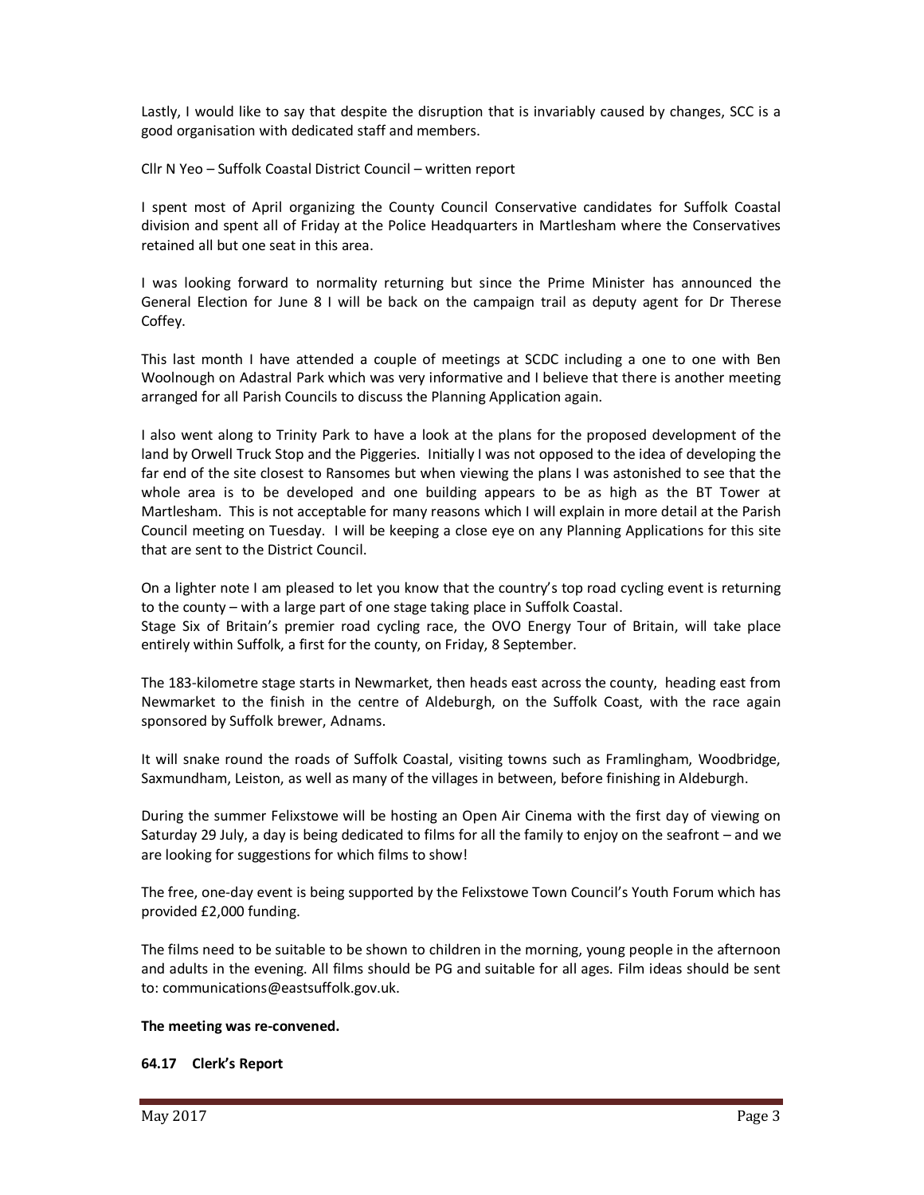Lastly, I would like to say that despite the disruption that is invariably caused by changes, SCC is a good organisation with dedicated staff and members.

Cllr N Yeo – Suffolk Coastal District Council – written report

I spent most of April organizing the County Council Conservative candidates for Suffolk Coastal division and spent all of Friday at the Police Headquarters in Martlesham where the Conservatives retained all but one seat in this area.

I was looking forward to normality returning but since the Prime Minister has announced the General Election for June 8 I will be back on the campaign trail as deputy agent for Dr Therese Coffey.

This last month I have attended a couple of meetings at SCDC including a one to one with Ben Woolnough on Adastral Park which was very informative and I believe that there is another meeting arranged for all Parish Councils to discuss the Planning Application again.

I also went along to Trinity Park to have a look at the plans for the proposed development of the land by Orwell Truck Stop and the Piggeries. Initially I was not opposed to the idea of developing the far end of the site closest to Ransomes but when viewing the plans I was astonished to see that the whole area is to be developed and one building appears to be as high as the BT Tower at Martlesham. This is not acceptable for many reasons which I will explain in more detail at the Parish Council meeting on Tuesday. I will be keeping a close eye on any Planning Applications for this site that are sent to the District Council.

On a lighter note I am pleased to let you know that the country's top road cycling event is returning to the county – with a large part of one stage taking place in Suffolk Coastal.
Stage Six of Britain's premier road cycling race, the OVO Energy Tour of Britain, will take place entirely within Suffolk, a first for the county, on Friday, 8 September.

The 183-kilometre stage starts in Newmarket, then heads east across the county, heading east from Newmarket to the finish in the centre of Aldeburgh, on the Suffolk Coast, with the race again sponsored by Suffolk brewer, Adnams.

It will snake round the roads of Suffolk Coastal, visiting towns such as Framlingham, Woodbridge, Saxmundham, Leiston, as well as many of the villages in between, before finishing in Aldeburgh.

During the summer Felixstowe will be hosting an Open Air Cinema with the first day of viewing on Saturday 29 July, a day is being dedicated to films for all the family to enjoy on the seafront – and we are looking for suggestions for which films to show!

The free, one-day event is being supported by the Felixstowe Town Council's Youth Forum which has provided £2,000 funding.

The films need to be suitable to be shown to children in the morning, young people in the afternoon and adults in the evening. All films should be PG and suitable for all ages. Film ideas should be sent to: communications@eastsuffolk.gov.uk.

**The meeting was re-convened.**

**64.17 Clerk's Report**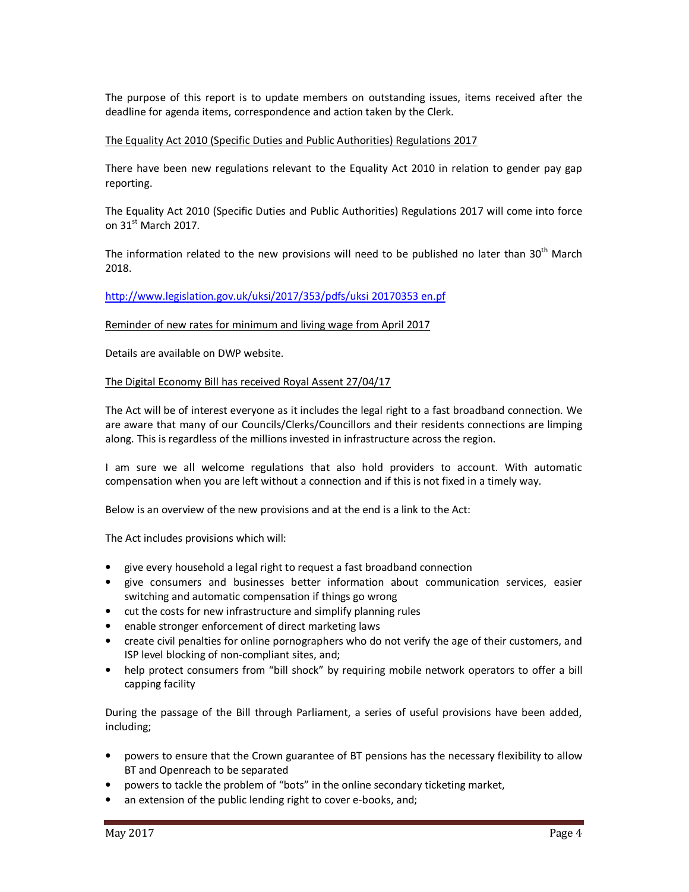The purpose of this report is to update members on outstanding issues, items received after the deadline for agenda items, correspondence and action taken by the Clerk.

<u>The Equality Act 2010 (Specific Duties and Public Authorities) Regulations 2017</u>

There have been new regulations relevant to the Equality Act 2010 in relation to gender pay gap reporting.

The Equality Act 2010 (Specific Duties and Public Authorities) Regulations 2017 will come into force on 31st March 2017.

The information related to the new provisions will need to be published no later than 30th March 2018.

http://www.legislation.gov.uk/uksi/2017/353/pdfs/uksi 20170353 en.pf

<u>Reminder of new rates for minimum and living wage from April 2017</u>

Details are available on DWP website.

<u>The Digital Economy Bill has received Royal Assent 27/04/17</u>

The Act will be of interest everyone as it includes the legal right to a fast broadband connection. We are aware that many of our Councils/Clerks/Councillors and their residents connections are limping along. This is regardless of the millions invested in infrastructure across the region.

I am sure we all welcome regulations that also hold providers to account. With automatic compensation when you are left without a connection and if this is not fixed in a timely way.

Below is an overview of the new provisions and at the end is a link to the Act:

The Act includes provisions which will:

- give every household a legal right to request a fast broadband connection
- give consumers and businesses better information about communication services, easier switching and automatic compensation if things go wrong
- cut the costs for new infrastructure and simplify planning rules
- enable stronger enforcement of direct marketing laws
- create civil penalties for online pornographers who do not verify the age of their customers, and ISP level blocking of non-compliant sites, and;
- help protect consumers from "bill shock" by requiring mobile network operators to offer a bill capping facility

During the passage of the Bill through Parliament, a series of useful provisions have been added, including;

- powers to ensure that the Crown guarantee of BT pensions has the necessary flexibility to allow BT and Openreach to be separated
- powers to tackle the problem of "bots" in the online secondary ticketing market,
- an extension of the public lending right to cover e-books, and;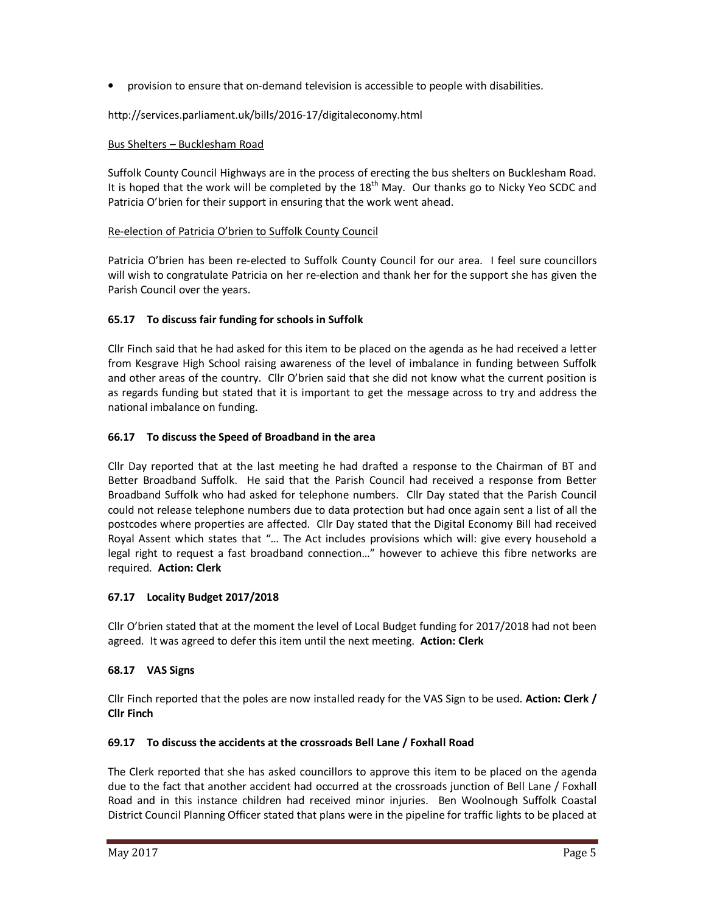- provision to ensure that on-demand television is accessible to people with disabilities.

http://services.parliament.uk/bills/2016-17/digitaleconomy.html

Bus Shelters – Bucklesham Road

Suffolk County Council Highways are in the process of erecting the bus shelters on Bucklesham Road. It is hoped that the work will be completed by the 18th May. Our thanks go to Nicky Yeo SCDC and Patricia O'brien for their support in ensuring that the work went ahead.

Re-election of Patricia O'brien to Suffolk County Council

Patricia O'brien has been re-elected to Suffolk County Council for our area. I feel sure councillors will wish to congratulate Patricia on her re-election and thank her for the support she has given the Parish Council over the years.

**65.17 To discuss fair funding for schools in Suffolk**

Cllr Finch said that he had asked for this item to be placed on the agenda as he had received a letter from Kesgrave High School raising awareness of the level of imbalance in funding between Suffolk and other areas of the country. Cllr O'brien said that she did not know what the current position is as regards funding but stated that it is important to get the message across to try and address the national imbalance on funding.

**66.17 To discuss the Speed of Broadband in the area**

Cllr Day reported that at the last meeting he had drafted a response to the Chairman of BT and Better Broadband Suffolk. He said that the Parish Council had received a response from Better Broadband Suffolk who had asked for telephone numbers. Cllr Day stated that the Parish Council could not release telephone numbers due to data protection but had once again sent a list of all the postcodes where properties are affected. Cllr Day stated that the Digital Economy Bill had received Royal Assent which states that "… The Act includes provisions which will: give every household a legal right to request a fast broadband connection…" however to achieve this fibre networks are required. **Action: Clerk**

**67.17 Locality Budget 2017/2018**

Cllr O'brien stated that at the moment the level of Local Budget funding for 2017/2018 had not been agreed. It was agreed to defer this item until the next meeting. **Action: Clerk**

**68.17 VAS Signs**

Cllr Finch reported that the poles are now installed ready for the VAS Sign to be used. **Action: Clerk / Cllr Finch**

**69.17 To discuss the accidents at the crossroads Bell Lane / Foxhall Road**

The Clerk reported that she has asked councillors to approve this item to be placed on the agenda due to the fact that another accident had occurred at the crossroads junction of Bell Lane / Foxhall Road and in this instance children had received minor injuries. Ben Woolnough Suffolk Coastal District Council Planning Officer stated that plans were in the pipeline for traffic lights to be placed at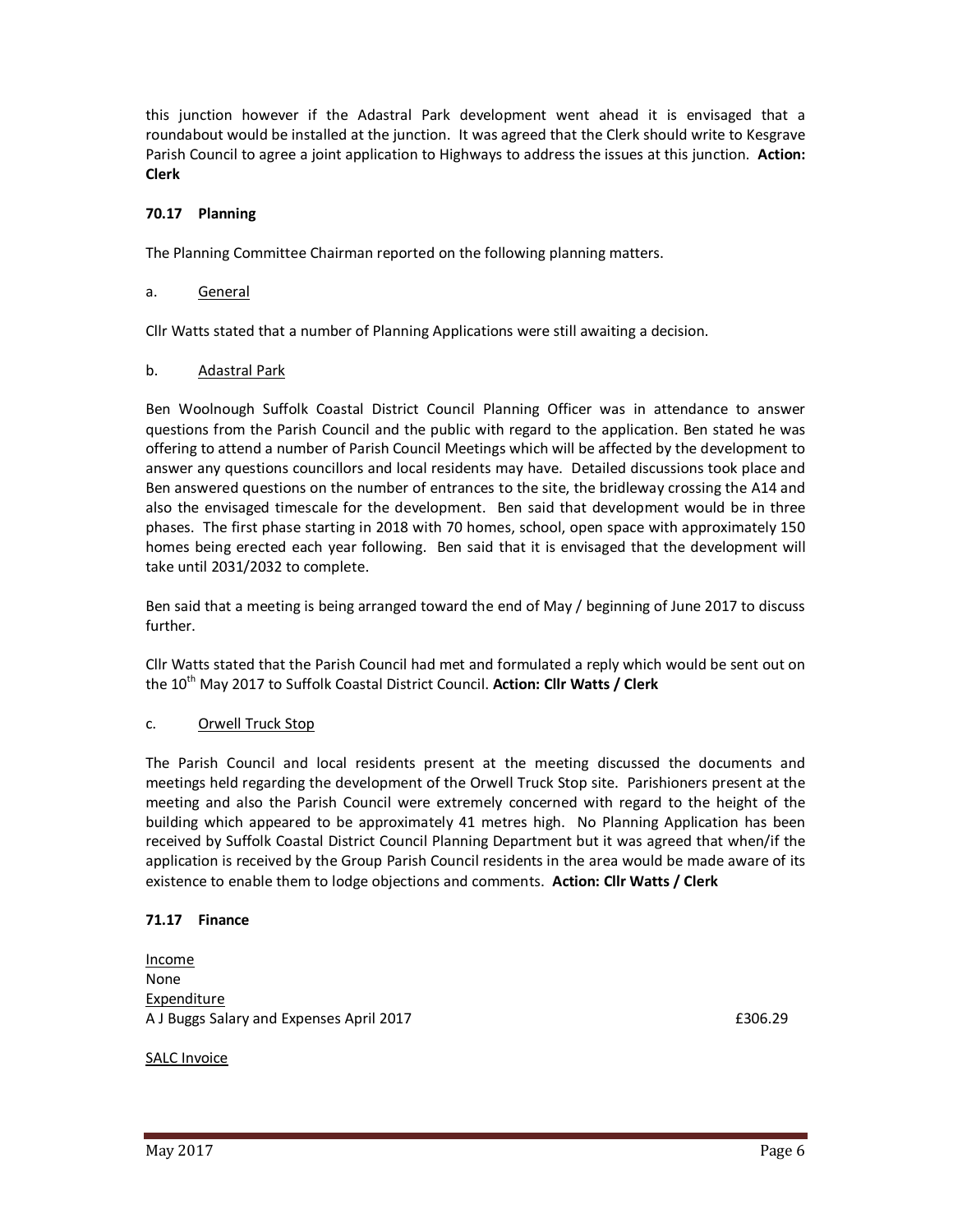this junction however if the Adastral Park development went ahead it is envisaged that a roundabout would be installed at the junction. It was agreed that the Clerk should write to Kesgrave Parish Council to agree a joint application to Highways to address the issues at this junction. **Action: Clerk**

### 70.17 Planning

The Planning Committee Chairman reported on the following planning matters.

a. General

Cllr Watts stated that a number of Planning Applications were still awaiting a decision.

b. Adastral Park

Ben Woolnough Suffolk Coastal District Council Planning Officer was in attendance to answer questions from the Parish Council and the public with regard to the application. Ben stated he was offering to attend a number of Parish Council Meetings which will be affected by the development to answer any questions councillors and local residents may have. Detailed discussions took place and Ben answered questions on the number of entrances to the site, the bridleway crossing the A14 and also the envisaged timescale for the development. Ben said that development would be in three phases. The first phase starting in 2018 with 70 homes, school, open space with approximately 150 homes being erected each year following. Ben said that it is envisaged that the development will take until 2031/2032 to complete.

Ben said that a meeting is being arranged toward the end of May / beginning of June 2017 to discuss further.

Cllr Watts stated that the Parish Council had met and formulated a reply which would be sent out on the 10th May 2017 to Suffolk Coastal District Council. **Action: Cllr Watts / Clerk**

c. Orwell Truck Stop

The Parish Council and local residents present at the meeting discussed the documents and meetings held regarding the development of the Orwell Truck Stop site. Parishioners present at the meeting and also the Parish Council were extremely concerned with regard to the height of the building which appeared to be approximately 41 metres high. No Planning Application has been received by Suffolk Coastal District Council Planning Department but it was agreed that when/if the application is received by the Group Parish Council residents in the area would be made aware of its existence to enable them to lodge objections and comments. **Action: Cllr Watts / Clerk**

### 71.17 Finance

Income
None
Expenditure
A J Buggs Salary and Expenses April 2017 £306.29

SALC Invoice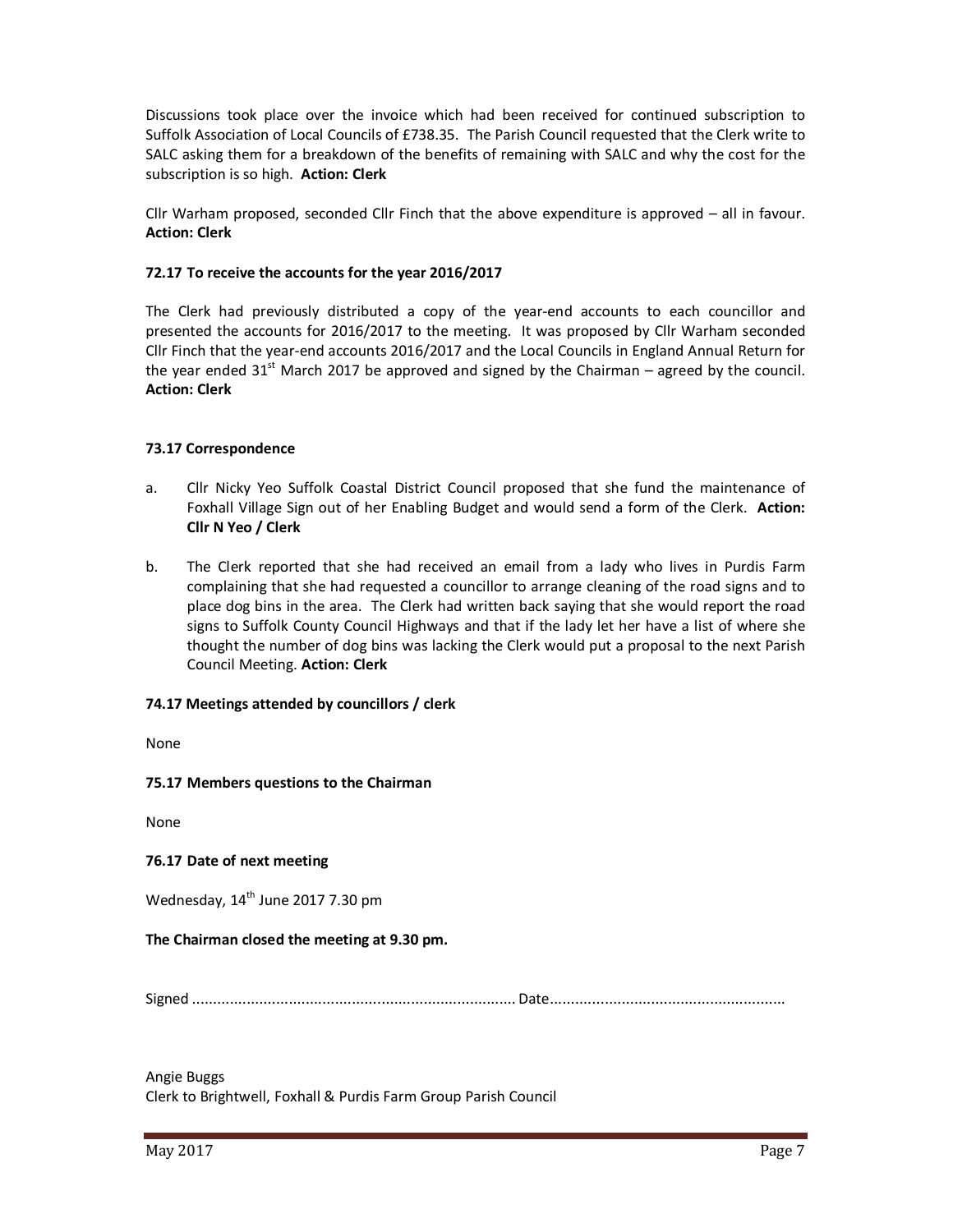Discussions took place over the invoice which had been received for continued subscription to Suffolk Association of Local Councils of £738.35. The Parish Council requested that the Clerk write to SALC asking them for a breakdown of the benefits of remaining with SALC and why the cost for the subscription is so high. **Action: Clerk**

Cllr Warham proposed, seconded Cllr Finch that the above expenditure is approved – all in favour. **Action: Clerk**

**72.17 To receive the accounts for the year 2016/2017**

The Clerk had previously distributed a copy of the year-end accounts to each councillor and presented the accounts for 2016/2017 to the meeting. It was proposed by Cllr Warham seconded Cllr Finch that the year-end accounts 2016/2017 and the Local Councils in England Annual Return for the year ended 31st March 2017 be approved and signed by the Chairman – agreed by the council. **Action: Clerk**

**73.17 Correspondence**

a. Cllr Nicky Yeo Suffolk Coastal District Council proposed that she fund the maintenance of Foxhall Village Sign out of her Enabling Budget and would send a form of the Clerk. **Action: Cllr N Yeo / Clerk**

b. The Clerk reported that she had received an email from a lady who lives in Purdis Farm complaining that she had requested a councillor to arrange cleaning of the road signs and to place dog bins in the area. The Clerk had written back saying that she would report the road signs to Suffolk County Council Highways and that if the lady let her have a list of where she thought the number of dog bins was lacking the Clerk would put a proposal to the next Parish Council Meeting. **Action: Clerk**

**74.17 Meetings attended by councillors / clerk**

None

**75.17 Members questions to the Chairman**

None

**76.17 Date of next meeting**

Wednesday, 14th June 2017 7.30 pm

**The Chairman closed the meeting at 9.30 pm.**

Signed .............................................................................. Date........................................................

Angie Buggs
Clerk to Brightwell, Foxhall & Purdis Farm Group Parish Council